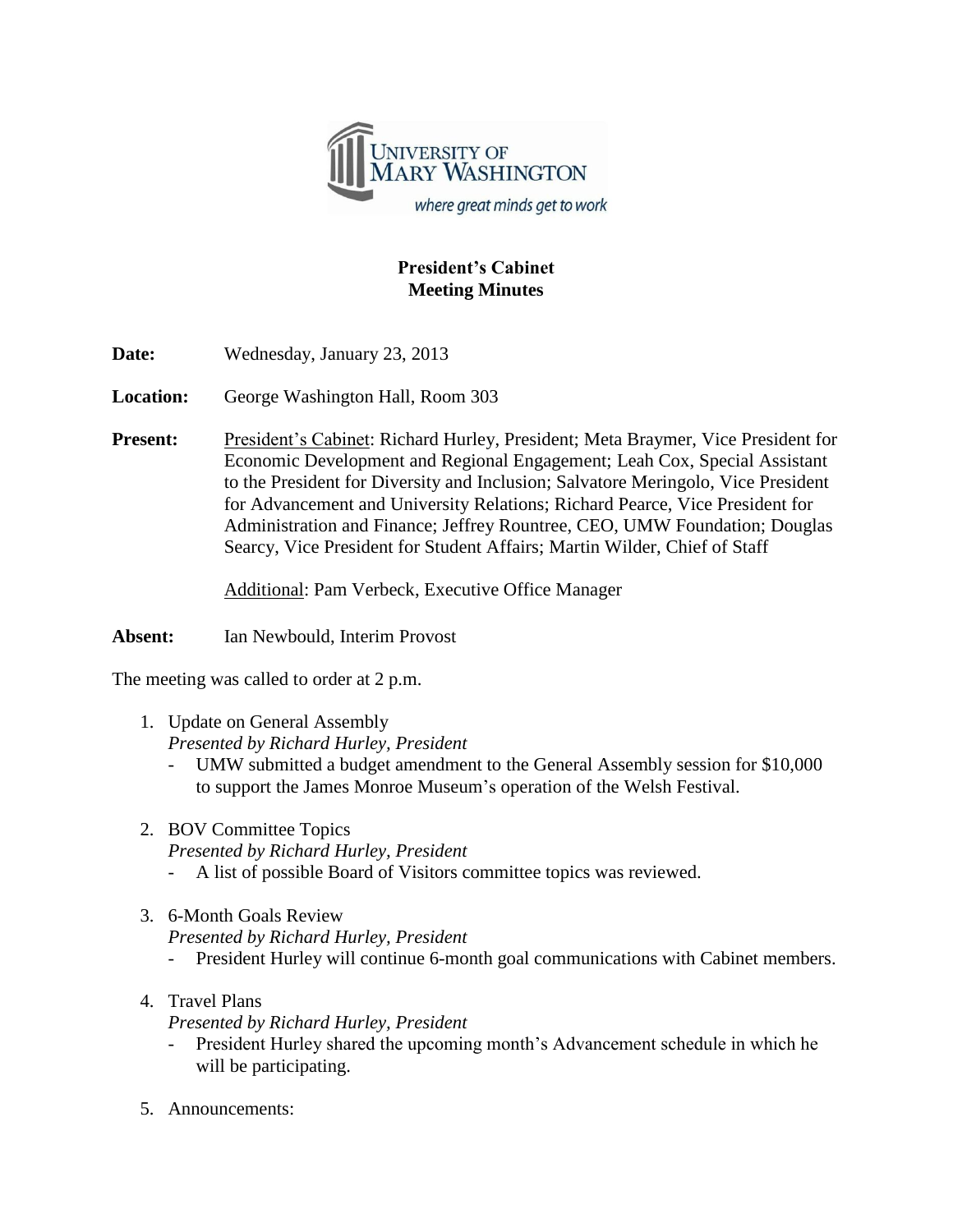# President's Cabinet
## Meeting Minutes

**Date:** Wednesday, January 23, 2013

**Location:** George Washington Hall, Room 303

**Present:** President's Cabinet: Richard Hurley, President; Meta Braymer, Vice President for Economic Development and Regional Engagement; Leah Cox, Special Assistant to the President for Diversity and Inclusion; Salvatore Meringolo, Vice President for Advancement and University Relations; Richard Pearce, Vice President for Administration and Finance; Jeffrey Rountree, CEO, UMW Foundation; Douglas Searcy, Vice President for Student Affairs; Martin Wilder, Chief of Staff

Additional: Pam Verbeck, Executive Office Manager

**Absent:** Ian Newbould, Interim Provost

The meeting was called to order at 2 p.m.

1. Update on General Assembly
   *Presented by Richard Hurley, President*
   - UMW submitted a budget amendment to the General Assembly session for $10,000 to support the James Monroe Museum's operation of the Welsh Festival.

2. BOV Committee Topics
   *Presented by Richard Hurley, President*
   - A list of possible Board of Visitors committee topics was reviewed.

3. 6-Month Goals Review
   *Presented by Richard Hurley, President*
   - President Hurley will continue 6-month goal communications with Cabinet members.

4. Travel Plans
   *Presented by Richard Hurley, President*
   - President Hurley shared the upcoming month's Advancement schedule in which he will be participating.

5. Announcements: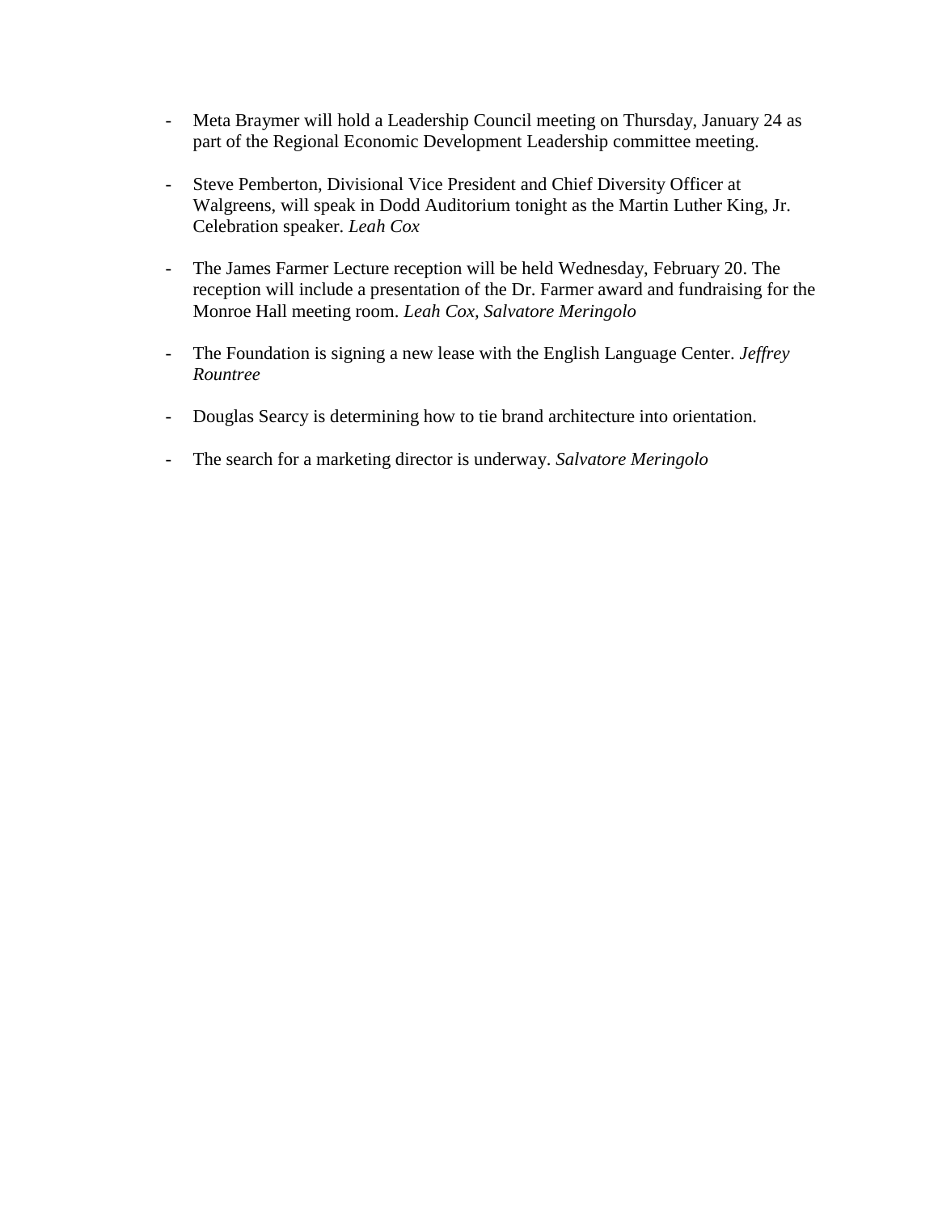- Meta Braymer will hold a Leadership Council meeting on Thursday, January 24 as part of the Regional Economic Development Leadership committee meeting.

- Steve Pemberton, Divisional Vice President and Chief Diversity Officer at Walgreens, will speak in Dodd Auditorium tonight as the Martin Luther King, Jr. Celebration speaker. *Leah Cox*

- The James Farmer Lecture reception will be held Wednesday, February 20. The reception will include a presentation of the Dr. Farmer award and fundraising for the Monroe Hall meeting room. *Leah Cox, Salvatore Meringolo*

- The Foundation is signing a new lease with the English Language Center. *Jeffrey Rountree*

- Douglas Searcy is determining how to tie brand architecture into orientation.

- The search for a marketing director is underway. *Salvatore Meringolo*